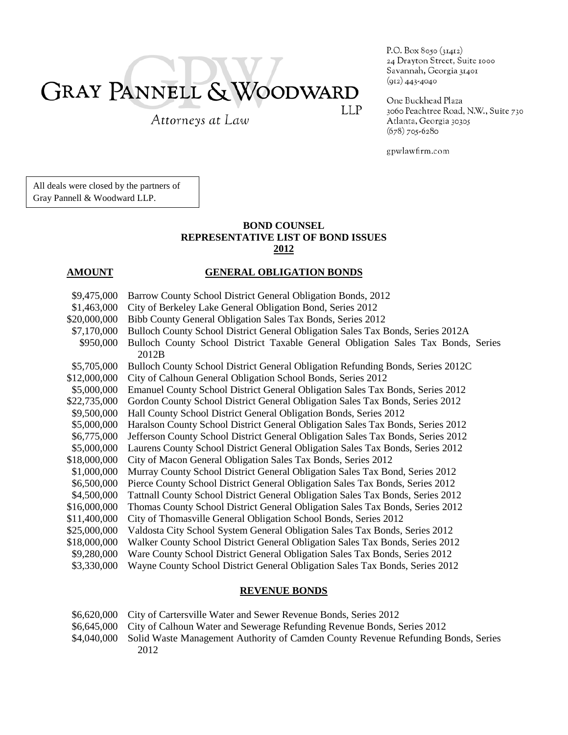# GRAY PANNELL & WOODWARD LLP

*Attorneys at Law*

P.O. Box 8050 (31412)
24 Drayton Street, Suite 1000
Savannah, Georgia 31401
(912) 443-4040

One Buckhead Plaza
3060 Peachtree Road, N.W., Suite 730
Atlanta, Georgia 30305
(678) 705-6280

gpwlawfirm.com

All deals were closed by the partners of Gray Pannell & Woodward LLP.

## BOND COUNSEL
## REPRESENTATIVE LIST OF BOND ISSUES
## 2012

| **AMOUNT** | **GENERAL OBLIGATION BONDS** |
|---|---|
| $9,475,000 | Barrow County School District General Obligation Bonds, 2012 |
| $1,463,000 | City of Berkeley Lake General Obligation Bond, Series 2012 |
| $20,000,000 | Bibb County General Obligation Sales Tax Bonds, Series 2012 |
| $7,170,000 | Bulloch County School District General Obligation Sales Tax Bonds, Series 2012A |
| $950,000 | Bulloch County School District Taxable General Obligation Sales Tax Bonds, Series 2012B |
| $5,705,000 | Bulloch County School District General Obligation Refunding Bonds, Series 2012C |
| $12,000,000 | City of Calhoun General Obligation School Bonds, Series 2012 |
| $5,000,000 | Emanuel County School District General Obligation Sales Tax Bonds, Series 2012 |
| $22,735,000 | Gordon County School District General Obligation Sales Tax Bonds, Series 2012 |
| $9,500,000 | Hall County School District General Obligation Bonds, Series 2012 |
| $5,000,000 | Haralson County School District General Obligation Sales Tax Bonds, Series 2012 |
| $6,775,000 | Jefferson County School District General Obligation Sales Tax Bonds, Series 2012 |
| $5,000,000 | Laurens County School District General Obligation Sales Tax Bonds, Series 2012 |
| $18,000,000 | City of Macon General Obligation Sales Tax Bonds, Series 2012 |
| $1,000,000 | Murray County School District General Obligation Sales Tax Bond, Series 2012 |
| $6,500,000 | Pierce County School District General Obligation Sales Tax Bonds, Series 2012 |
| $4,500,000 | Tattnall County School District General Obligation Sales Tax Bonds, Series 2012 |
| $16,000,000 | Thomas County School District General Obligation Sales Tax Bonds, Series 2012 |
| $11,400,000 | City of Thomasville General Obligation School Bonds, Series 2012 |
| $25,000,000 | Valdosta City School System General Obligation Sales Tax Bonds, Series 2012 |
| $18,000,000 | Walker County School District General Obligation Sales Tax Bonds, Series 2012 |
| $9,280,000 | Ware County School District General Obligation Sales Tax Bonds, Series 2012 |
| $3,330,000 | Wayne County School District General Obligation Sales Tax Bonds, Series 2012 |

| | **REVENUE BONDS** |
|---|---|
| $6,620,000 | City of Cartersville Water and Sewer Revenue Bonds, Series 2012 |
| $6,645,000 | City of Calhoun Water and Sewerage Refunding Revenue Bonds, Series 2012 |
| $4,040,000 | Solid Waste Management Authority of Camden County Revenue Refunding Bonds, Series 2012 |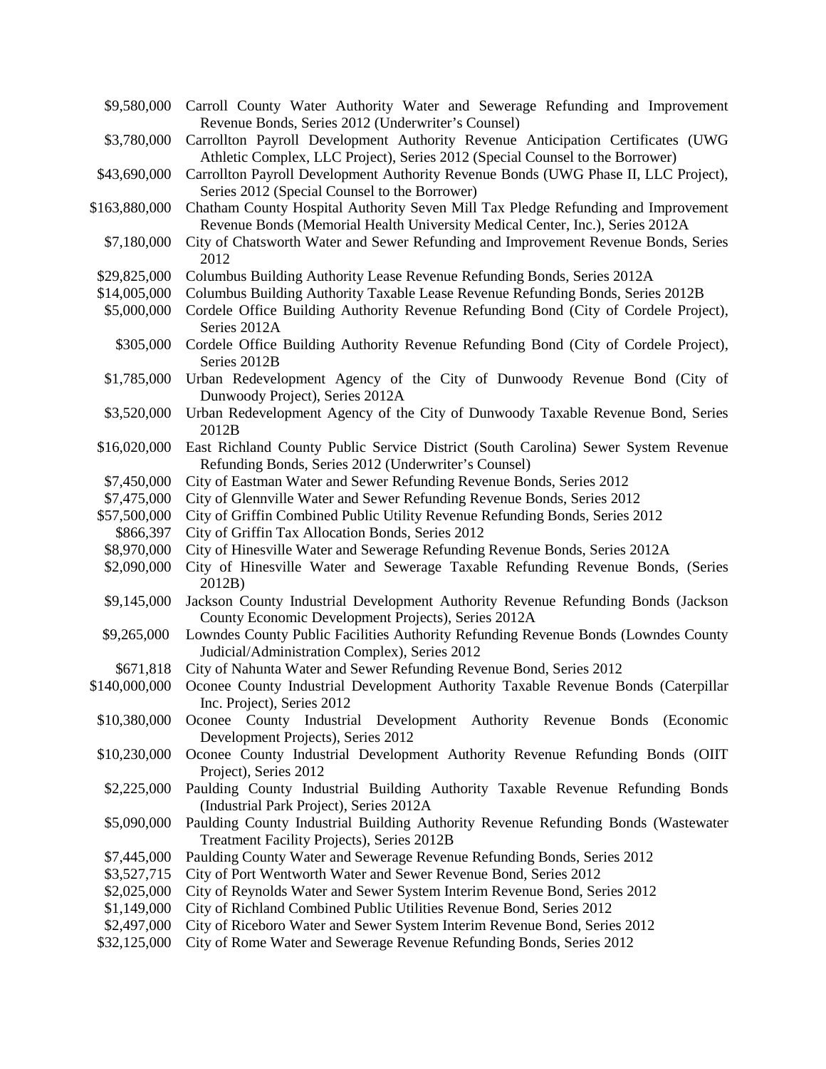| | |
|---|---|
| $9,580,000 | Carroll County Water Authority Water and Sewerage Refunding and Improvement Revenue Bonds, Series 2012 (Underwriter's Counsel) |
| $3,780,000 | Carrollton Payroll Development Authority Revenue Anticipation Certificates (UWG Athletic Complex, LLC Project), Series 2012 (Special Counsel to the Borrower) |
| $43,690,000 | Carrollton Payroll Development Authority Revenue Bonds (UWG Phase II, LLC Project), Series 2012 (Special Counsel to the Borrower) |
| $163,880,000 | Chatham County Hospital Authority Seven Mill Tax Pledge Refunding and Improvement Revenue Bonds (Memorial Health University Medical Center, Inc.), Series 2012A |
| $7,180,000 | City of Chatsworth Water and Sewer Refunding and Improvement Revenue Bonds, Series 2012 |
| $29,825,000 | Columbus Building Authority Lease Revenue Refunding Bonds, Series 2012A |
| $14,005,000 | Columbus Building Authority Taxable Lease Revenue Refunding Bonds, Series 2012B |
| $5,000,000 | Cordele Office Building Authority Revenue Refunding Bond (City of Cordele Project), Series 2012A |
| $305,000 | Cordele Office Building Authority Revenue Refunding Bond (City of Cordele Project), Series 2012B |
| $1,785,000 | Urban Redevelopment Agency of the City of Dunwoody Revenue Bond (City of Dunwoody Project), Series 2012A |
| $3,520,000 | Urban Redevelopment Agency of the City of Dunwoody Taxable Revenue Bond, Series 2012B |
| $16,020,000 | East Richland County Public Service District (South Carolina) Sewer System Revenue Refunding Bonds, Series 2012 (Underwriter's Counsel) |
| $7,450,000 | City of Eastman Water and Sewer Refunding Revenue Bonds, Series 2012 |
| $7,475,000 | City of Glennville Water and Sewer Refunding Revenue Bonds, Series 2012 |
| $57,500,000 | City of Griffin Combined Public Utility Revenue Refunding Bonds, Series 2012 |
| $866,397 | City of Griffin Tax Allocation Bonds, Series 2012 |
| $8,970,000 | City of Hinesville Water and Sewerage Refunding Revenue Bonds, Series 2012A |
| $2,090,000 | City of Hinesville Water and Sewerage Taxable Refunding Revenue Bonds, (Series 2012B) |
| $9,145,000 | Jackson County Industrial Development Authority Revenue Refunding Bonds (Jackson County Economic Development Projects), Series 2012A |
| $9,265,000 | Lowndes County Public Facilities Authority Refunding Revenue Bonds (Lowndes County Judicial/Administration Complex), Series 2012 |
| $671,818 | City of Nahunta Water and Sewer Refunding Revenue Bond, Series 2012 |
| $140,000,000 | Oconee County Industrial Development Authority Taxable Revenue Bonds (Caterpillar Inc. Project), Series 2012 |
| $10,380,000 | Oconee County Industrial Development Authority Revenue Bonds (Economic Development Projects), Series 2012 |
| $10,230,000 | Oconee County Industrial Development Authority Revenue Refunding Bonds (OIIT Project), Series 2012 |
| $2,225,000 | Paulding County Industrial Building Authority Taxable Revenue Refunding Bonds (Industrial Park Project), Series 2012A |
| $5,090,000 | Paulding County Industrial Building Authority Revenue Refunding Bonds (Wastewater Treatment Facility Projects), Series 2012B |
| $7,445,000 | Paulding County Water and Sewerage Revenue Refunding Bonds, Series 2012 |
| $3,527,715 | City of Port Wentworth Water and Sewer Revenue Bond, Series 2012 |
| $2,025,000 | City of Reynolds Water and Sewer System Interim Revenue Bond, Series 2012 |
| $1,149,000 | City of Richland Combined Public Utilities Revenue Bond, Series 2012 |
| $2,497,000 | City of Riceboro Water and Sewer System Interim Revenue Bond, Series 2012 |
| $32,125,000 | City of Rome Water and Sewerage Revenue Refunding Bonds, Series 2012 |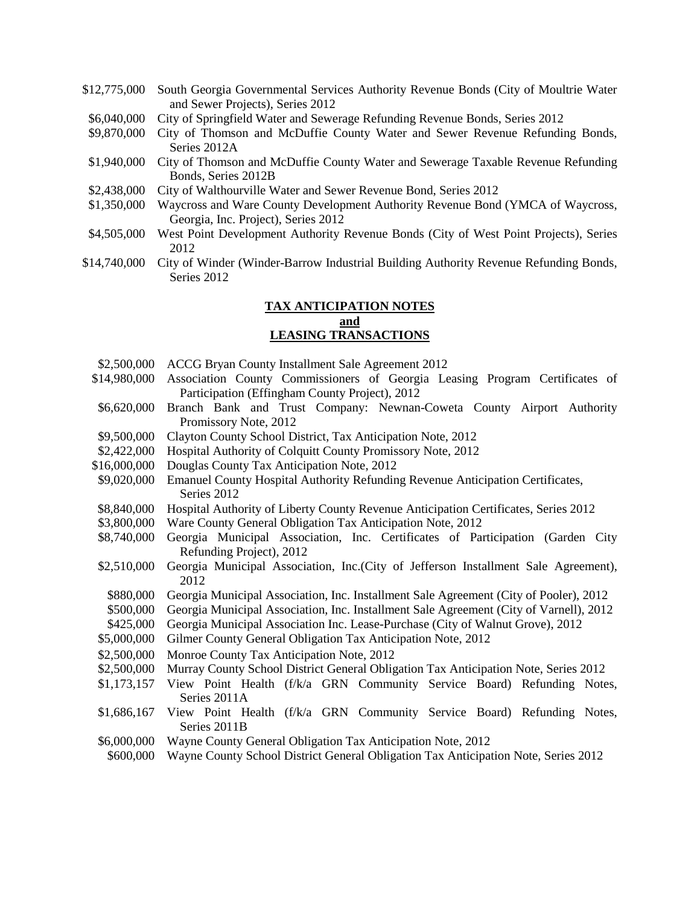| | |
|---|---|
| \$12,775,000 | South Georgia Governmental Services Authority Revenue Bonds (City of Moultrie Water and Sewer Projects), Series 2012 |
| \$6,040,000 | City of Springfield Water and Sewerage Refunding Revenue Bonds, Series 2012 |
| \$9,870,000 | City of Thomson and McDuffie County Water and Sewer Revenue Refunding Bonds, Series 2012A |
| \$1,940,000 | City of Thomson and McDuffie County Water and Sewerage Taxable Revenue Refunding Bonds, Series 2012B |
| \$2,438,000 | City of Walthourville Water and Sewer Revenue Bond, Series 2012 |
| \$1,350,000 | Waycross and Ware County Development Authority Revenue Bond (YMCA of Waycross, Georgia, Inc. Project), Series 2012 |
| \$4,505,000 | West Point Development Authority Revenue Bonds (City of West Point Projects), Series 2012 |
| \$14,740,000 | City of Winder (Winder-Barrow Industrial Building Authority Revenue Refunding Bonds, Series 2012 |

## TAX ANTICIPATION NOTES and LEASING TRANSACTIONS

| | |
|---|---|
| \$2,500,000 | ACCG Bryan County Installment Sale Agreement 2012 |
| \$14,980,000 | Association County Commissioners of Georgia Leasing Program Certificates of Participation (Effingham County Project), 2012 |
| \$6,620,000 | Branch Bank and Trust Company: Newnan-Coweta County Airport Authority Promissory Note, 2012 |
| \$9,500,000 | Clayton County School District, Tax Anticipation Note, 2012 |
| \$2,422,000 | Hospital Authority of Colquitt County Promissory Note, 2012 |
| \$16,000,000 | Douglas County Tax Anticipation Note, 2012 |
| \$9,020,000 | Emanuel County Hospital Authority Refunding Revenue Anticipation Certificates, Series 2012 |
| \$8,840,000 | Hospital Authority of Liberty County Revenue Anticipation Certificates, Series 2012 |
| \$3,800,000 | Ware County General Obligation Tax Anticipation Note, 2012 |
| \$8,740,000 | Georgia Municipal Association, Inc. Certificates of Participation (Garden City Refunding Project), 2012 |
| \$2,510,000 | Georgia Municipal Association, Inc.(City of Jefferson Installment Sale Agreement), 2012 |
| \$880,000 | Georgia Municipal Association, Inc. Installment Sale Agreement (City of Pooler), 2012 |
| \$500,000 | Georgia Municipal Association, Inc. Installment Sale Agreement (City of Varnell), 2012 |
| \$425,000 | Georgia Municipal Association Inc. Lease-Purchase (City of Walnut Grove), 2012 |
| \$5,000,000 | Gilmer County General Obligation Tax Anticipation Note, 2012 |
| \$2,500,000 | Monroe County Tax Anticipation Note, 2012 |
| \$2,500,000 | Murray County School District General Obligation Tax Anticipation Note, Series 2012 |
| \$1,173,157 | View Point Health (f/k/a GRN Community Service Board) Refunding Notes, Series 2011A |
| \$1,686,167 | View Point Health (f/k/a GRN Community Service Board) Refunding Notes, Series 2011B |
| \$6,000,000 | Wayne County General Obligation Tax Anticipation Note, 2012 |
| \$600,000 | Wayne County School District General Obligation Tax Anticipation Note, Series 2012 |